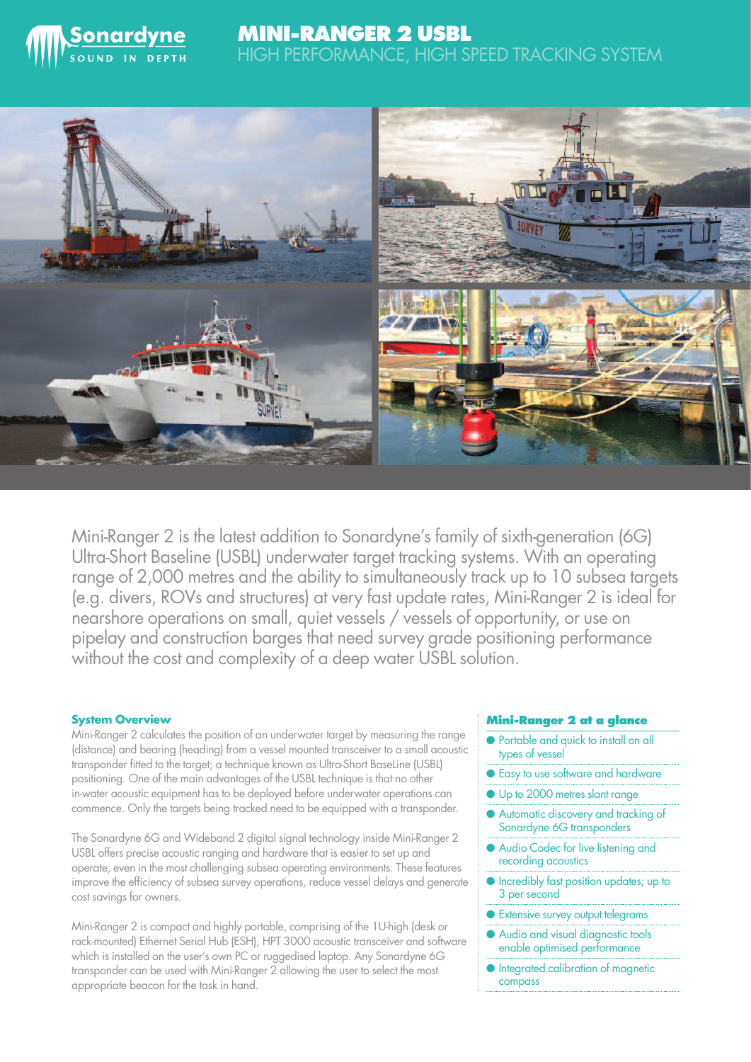# MINI-RANGER 2 USBL

## HIGH PERFORMANCE, HIGH SPEED TRACKING SYSTEM

Mini-Ranger 2 is the latest addition to Sonardyne's family of sixth-generation (6G) Ultra-Short Baseline (USBL) underwater target tracking systems. With an operating range of 2,000 metres and the ability to simultaneously track up to 10 subsea targets (e.g. divers, ROVs and structures) at very fast update rates, Mini-Ranger 2 is ideal for nearshore operations on small, quiet vessels / vessels of opportunity, or use on pipelay and construction barges that need survey grade positioning performance without the cost and complexity of a deep water USBL solution.

### System Overview

Mini-Ranger 2 calculates the position of an underwater target by measuring the range (distance) and bearing (heading) from a vessel mounted transceiver to a small acoustic transponder fitted to the target; a technique known as Ultra-Short BaseLine (USBL) positioning. One of the main advantages of the USBL technique is that no other in-water acoustic equipment has to be deployed before underwater operations can commence. Only the targets being tracked need to be equipped with a transponder.

The Sonardyne 6G and Wideband 2 digital signal technology inside Mini-Ranger 2 USBL offers precise acoustic ranging and hardware that is easier to set up and operate, even in the most challenging subsea operating environments. These features improve the efficiency of subsea survey operations, reduce vessel delays and generate cost savings for owners.

Mini-Ranger 2 is compact and highly portable, comprising of the 1U-high (desk or rack-mounted) Ethernet Serial Hub (ESH), HPT 3000 acoustic transceiver and software which is installed on the user's own PC or ruggedised laptop. Any Sonardyne 6G transponder can be used with Mini-Ranger 2 allowing the user to select the most appropriate beacon for the task in hand.

### Mini-Ranger 2 at a glance

- Portable and quick to install on all types of vessel
- Easy to use software and hardware
- Up to 2000 metres slant range
- Automatic discovery and tracking of Sonardyne 6G transponders
- Audio Codec for live listening and recording acoustics
- Incredibly fast position updates; up to 3 per second
- Extensive survey output telegrams
- Audio and visual diagnostic tools enable optimised performance
- Integrated calibration of magnetic compass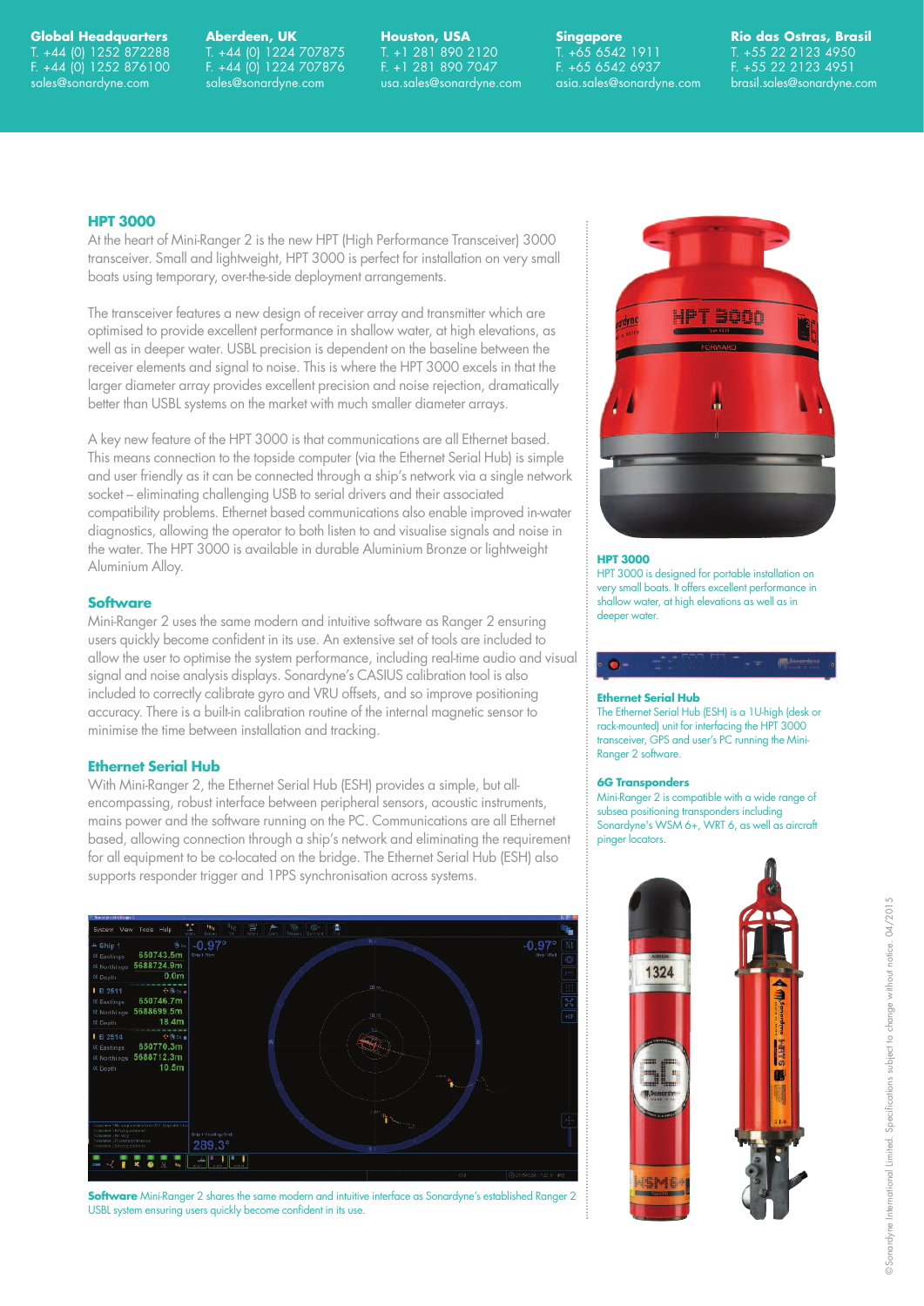**Global Headquarters**
T. +44 (0) 1252 872288
F. +44 (0) 1252 876100
sales@sonardyne.com

**Aberdeen, UK**
T. +44 (0) 1224 707875
F. +44 (0) 1224 707876
sales@sonardyne.com

**Houston, USA**
T. +1 281 890 2120
F. +1 281 890 7047
usa.sales@sonardyne.com

**Singapore**
T. +65 6542 1911
F. +65 6542 6937
asia.sales@sonardyne.com

**Rio das Ostras, Brasil**
T. +55 22 2123 4950
F. +55 22 2123 4951
brasil.sales@sonardyne.com

## HPT 3000

At the heart of Mini-Ranger 2 is the new HPT (High Performance Transceiver) 3000 transceiver. Small and lightweight, HPT 3000 is perfect for installation on very small boats using temporary, over-the-side deployment arrangements.

The transceiver features a new design of receiver array and transmitter which are optimised to provide excellent performance in shallow water, at high elevations, as well as in deeper water. USBL precision is dependent on the baseline between the receiver elements and signal to noise. This is where the HPT 3000 excels in that the larger diameter array provides excellent precision and noise rejection, dramatically better than USBL systems on the market with much smaller diameter arrays.

A key new feature of the HPT 3000 is that communications are all Ethernet based. This means connection to the topside computer (via the Ethernet Serial Hub) is simple and user friendly as it can be connected through a ship's network via a single network socket – eliminating challenging USB to serial drivers and their associated compatibility problems. Ethernet based communications also enable improved in-water diagnostics, allowing the operator to both listen to and visualise signals and noise in the water. The HPT 3000 is available in durable Aluminium Bronze or lightweight Aluminium Alloy.

## Software

Mini-Ranger 2 uses the same modern and intuitive software as Ranger 2 ensuring users quickly become confident in its use. An extensive set of tools are included to allow the user to optimise the system performance, including real-time audio and visual signal and noise analysis displays. Sonardyne's CASIUS calibration tool is also included to correctly calibrate gyro and VRU offsets, and so improve positioning accuracy. There is a built-in calibration routine of the internal magnetic sensor to minimise the time between installation and tracking.

## Ethernet Serial Hub

With Mini-Ranger 2, the Ethernet Serial Hub (ESH) provides a simple, but all-encompassing, robust interface between peripheral sensors, acoustic instruments, mains power and the software running on the PC. Communications are all Ethernet based, allowing connection through a ship's network and eliminating the requirement for all equipment to be co-located on the bridge. The Ethernet Serial Hub (ESH) also supports responder trigger and 1PPS synchronisation across systems.

**Software** Mini-Ranger 2 shares the same modern and intuitive interface as Sonardyne's established Ranger 2 USBL system ensuring users quickly become confident in its use.

**HPT 3000**
HPT 3000 is designed for portable installation on very small boats. It offers excellent performance in shallow water, at high elevations as well as in deeper water.

**Ethernet Serial Hub**
The Ethernet Serial Hub (ESH) is a 1U-high (desk or rack-mounted) unit for interfacing the HPT 3000 transceiver, GPS and user's PC running the Mini-Ranger 2 software.

**6G Transponders**
Mini-Ranger 2 is compatible with a wide range of subsea positioning transponders including Sonardyne's WSM 6+, WRT 6, as well as aircraft pinger locators.

© Sonardyne International Limited. Specifications subject to change without notice. 04/2015